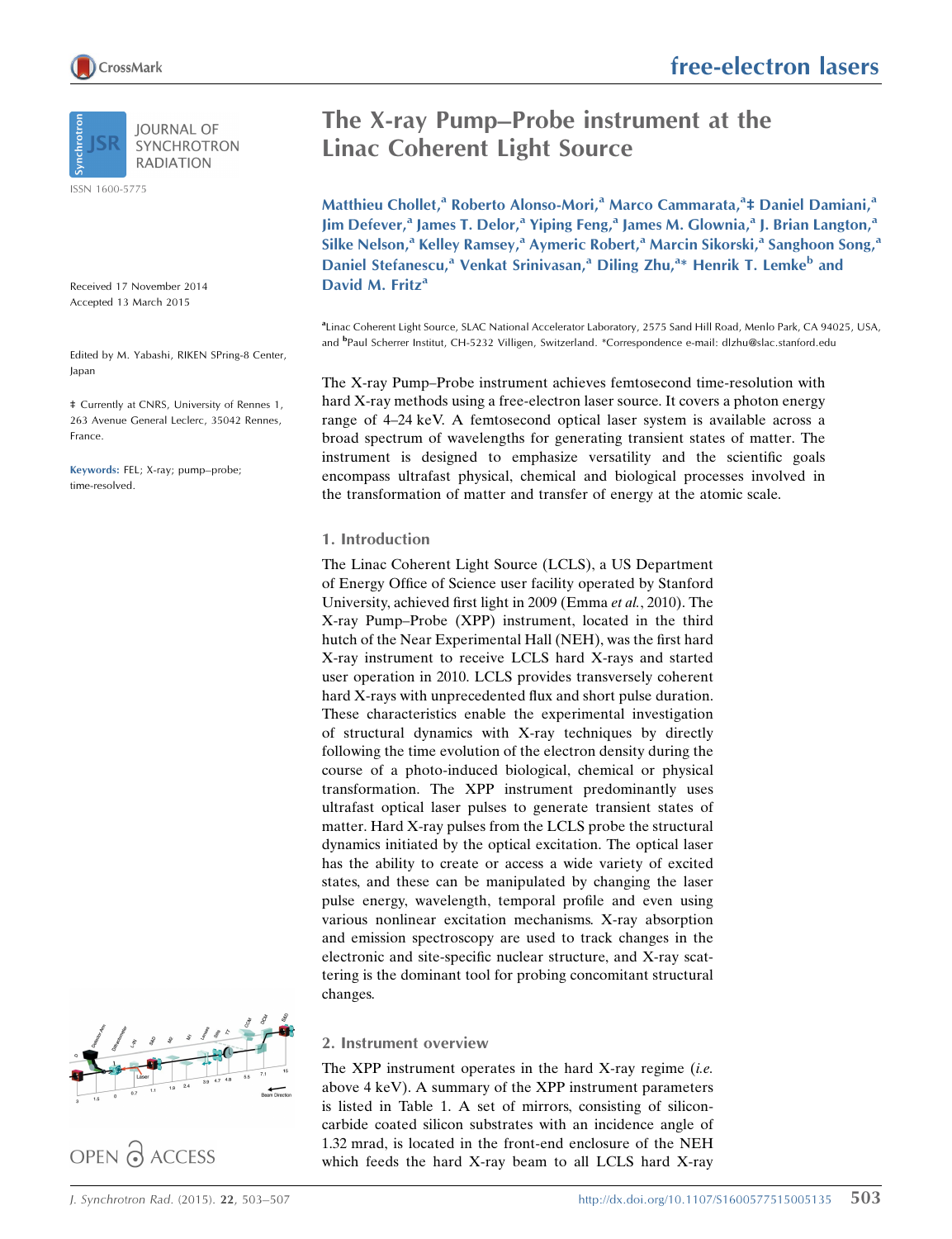# The X-ray Pump–Probe instrument at the Linac Coherent Light Source

Matthieu Chollet,[a] Roberto Alonso-Mori,[a] Marco Cammarata,[a‡] Daniel Damiani,[a] Jim Defever,[a] James T. Delor,[a] Yiping Feng,[a] James M. Glownia,[a] J. Brian Langton,[a] Silke Nelson,[a] Kelley Ramsey,[a] Aymeric Robert,[a] Marcin Sikorski,[a] Sanghoon Song,[a] Daniel Stefanescu,[a] Venkat Srinivasan,[a] Diling Zhu,[a*] Henrik T. Lemke[b] and David M. Fritz[a]

[a]Linac Coherent Light Source, SLAC National Accelerator Laboratory, 2575 Sand Hill Road, Menlo Park, CA 94025, USA, and [b]Paul Scherrer Institut, CH-5232 Villigen, Switzerland. *Correspondence e-mail: dlzhu@slac.stanford.edu

JOURNAL OF SYNCHROTRON RADIATION

ISSN 1600-5775

Received 17 November 2014
Accepted 13 March 2015

Edited by M. Yabashi, RIKEN SPring-8 Center, Japan

‡ Currently at CNRS, University of Rennes 1, 263 Avenue General Leclerc, 35042 Rennes, France.

**Keywords:** FEL; X-ray; pump–probe; time-resolved.

OPEN ACCESS

The X-ray Pump–Probe instrument achieves femtosecond time-resolution with hard X-ray methods using a free-electron laser source. It covers a photon energy range of 4–24 keV. A femtosecond optical laser system is available across a broad spectrum of wavelengths for generating transient states of matter. The instrument is designed to emphasize versatility and the scientific goals encompass ultrafast physical, chemical and biological processes involved in the transformation of matter and transfer of energy at the atomic scale.

## 1. Introduction

The Linac Coherent Light Source (LCLS), a US Department of Energy Office of Science user facility operated by Stanford University, achieved first light in 2009 (Emma *et al.*, 2010). The X-ray Pump–Probe (XPP) instrument, located in the third hutch of the Near Experimental Hall (NEH), was the first hard X-ray instrument to receive LCLS hard X-rays and started user operation in 2010. LCLS provides transversely coherent hard X-rays with unprecedented flux and short pulse duration. These characteristics enable the experimental investigation of structural dynamics with X-ray techniques by directly following the time evolution of the electron density during the course of a photo-induced biological, chemical or physical transformation. The XPP instrument predominantly uses ultrafast optical laser pulses to generate transient states of matter. Hard X-ray pulses from the LCLS probe the structural dynamics initiated by the optical excitation. The optical laser has the ability to create or access a wide variety of excited states, and these can be manipulated by changing the laser pulse energy, wavelength, temporal profile and even using various nonlinear excitation mechanisms. X-ray absorption and emission spectroscopy are used to track changes in the electronic and site-specific nuclear structure, and X-ray scattering is the dominant tool for probing concomitant structural changes.

## 2. Instrument overview

The XPP instrument operates in the hard X-ray regime (*i.e.* above 4 keV). A summary of the XPP instrument parameters is listed in Table 1. A set of mirrors, consisting of silicon-carbide coated silicon substrates with an incidence angle of 1.32 mrad, is located in the front-end enclosure of the NEH which feeds the hard X-ray beam to all LCLS hard X-ray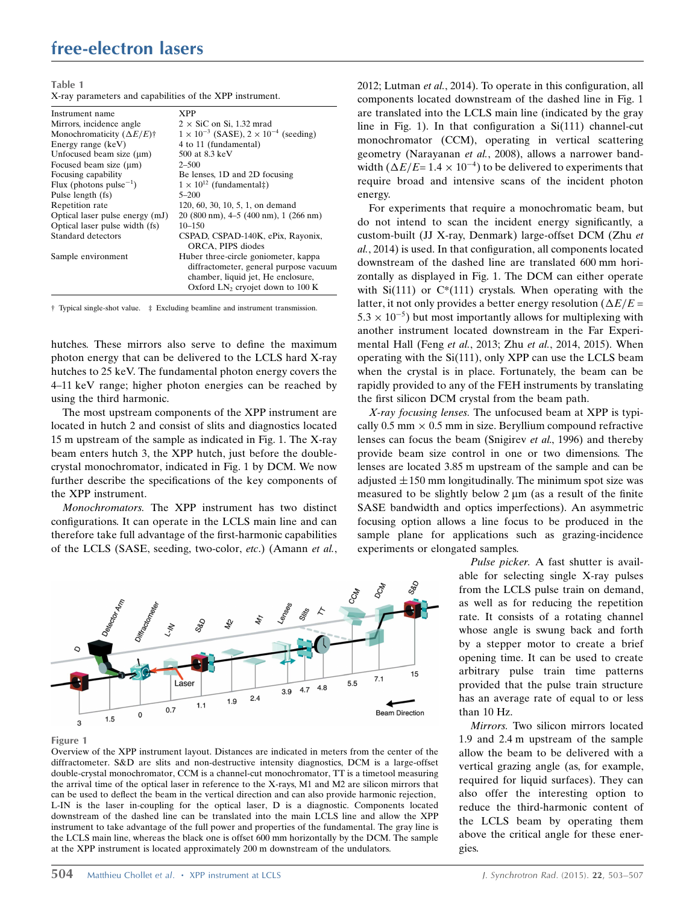Table 1
X-ray parameters and capabilities of the XPP instrument.

| Instrument name | XPP |
|---|---|
| Mirrors, incidence angle | 2 × SiC on Si, 1.32 mrad |
| Monochromaticity ($\Delta E/E$)† | $1 \times 10^{-3}$ (SASE), $2 \times 10^{-4}$ (seeding) |
| Energy range (keV) | 4 to 11 (fundamental) |
| Unfocused beam size (µm) | 500 at 8.3 keV |
| Focused beam size (µm) | 2–500 |
| Focusing capability | Be lenses, 1D and 2D focusing |
| Flux (photons pulse$^{-1}$) | $1 \times 10^{12}$ (fundamental‡) |
| Pulse length (fs) | 5–200 |
| Repetition rate | 120, 60, 30, 10, 5, 1, on demand |
| Optical laser pulse energy (mJ) | 20 (800 nm), 4–5 (400 nm), 1 (266 nm) |
| Optical laser pulse width (fs) | 10–150 |
| Standard detectors | CSPAD, CSPAD-140K, ePix, Rayonix, ORCA, PIPS diodes |
| Sample environment | Huber three-circle goniometer, kappa diffractometer, general purpose vacuum chamber, liquid jet, He enclosure, Oxford $LN_2$ cryojet down to 100 K |

† Typical single-shot value. ‡ Excluding beamline and instrument transmission.

hutches. These mirrors also serve to define the maximum photon energy that can be delivered to the LCLS hard X-ray hutches to 25 keV. The fundamental photon energy covers the 4–11 keV range; higher photon energies can be reached by using the third harmonic.

The most upstream components of the XPP instrument are located in hutch 2 and consist of slits and diagnostics located 15 m upstream of the sample as indicated in Fig. 1. The X-ray beam enters hutch 3, the XPP hutch, just before the double-crystal monochromator, indicated in Fig. 1 by DCM. We now further describe the specifications of the key components of the XPP instrument.

*Monochromators.* The XPP instrument has two distinct configurations. It can operate in the LCLS main line and can therefore take full advantage of the first-harmonic capabilities of the LCLS (SASE, seeding, two-color, *etc.*) (Amann *et al.*, 2012; Lutman *et al.*, 2014). To operate in this configuration, all components located downstream of the dashed line in Fig. 1 are translated into the LCLS main line (indicated by the gray line in Fig. 1). In that configuration a Si(111) channel-cut monochromator (CCM), operating in vertical scattering geometry (Narayanan *et al.*, 2008), allows a narrower bandwidth ($\Delta E/E = 1.4 \times 10^{-4}$) to be delivered to experiments that require broad and intensive scans of the incident photon energy.

For experiments that require a monochromatic beam, but do not intend to scan the incident energy significantly, a custom-built (JJ X-ray, Denmark) large-offset DCM (Zhu *et al.*, 2014) is used. In that configuration, all components located downstream of the dashed line are translated 600 mm horizontally as displayed in Fig. 1. The DCM can either operate with Si(111) or C*(111) crystals. When operating with the latter, it not only provides a better energy resolution ($\Delta E/E = 5.3 \times 10^{-5}$) but most importantly allows for multiplexing with another instrument located downstream in the Far Experimental Hall (Feng *et al.*, 2013; Zhu *et al.*, 2014, 2015). When operating with the Si(111), only XPP can use the LCLS beam when the crystal is in place. Fortunately, the beam can be rapidly provided to any of the FEH instruments by translating the first silicon DCM crystal from the beam path.

*X-ray focusing lenses.* The unfocused beam at XPP is typically 0.5 mm × 0.5 mm in size. Beryllium compound refractive lenses can focus the beam (Snigirev *et al.*, 1996) and thereby provide beam size control in one or two dimensions. The lenses are located 3.85 m upstream of the sample and can be adjusted ±150 mm longitudinally. The minimum spot size was measured to be slightly below 2 µm (as a result of the finite SASE bandwidth and optics imperfections). An asymmetric focusing option allows a line focus to be produced in the sample plane for applications such as grazing-incidence experiments or elongated samples.

*Pulse picker.* A fast shutter is available for selecting single X-ray pulses from the LCLS pulse train on demand, as well as for reducing the repetition rate. It consists of a rotating channel whose angle is swung back and forth by a stepper motor to create a brief opening time. It can be used to create arbitrary pulse train time patterns provided that the pulse train structure has an average rate of equal to or less than 10 Hz.

*Mirrors.* Two silicon mirrors located 1.9 and 2.4 m upstream of the sample allow the beam to be delivered with a vertical grazing angle (as, for example, required for liquid surfaces). They can also offer the interesting option to reduce the third-harmonic content of the LCLS beam by operating them above the critical angle for these energies.

Figure 1
Overview of the XPP instrument layout. Distances are indicated in meters from the center of the diffractometer. S&D are slits and non-destructive intensity diagnostics, DCM is a large-offset double-crystal monochromator, CCM is a channel-cut monochromator, TT is a timetool measuring the arrival time of the optical laser in reference to the X-rays, M1 and M2 are silicon mirrors that can be used to deflect the beam in the vertical direction and can also provide harmonic rejection, L-IN is the laser in-coupling for the optical laser, D is a diagnostic. Components located downstream of the dashed line can be translated into the main LCLS line and allow the XPP instrument to take advantage of the full power and properties of the fundamental. The gray line is the LCLS main line, whereas the black one is offset 600 mm horizontally by the DCM. The sample at the XPP instrument is located approximately 200 m downstream of the undulators.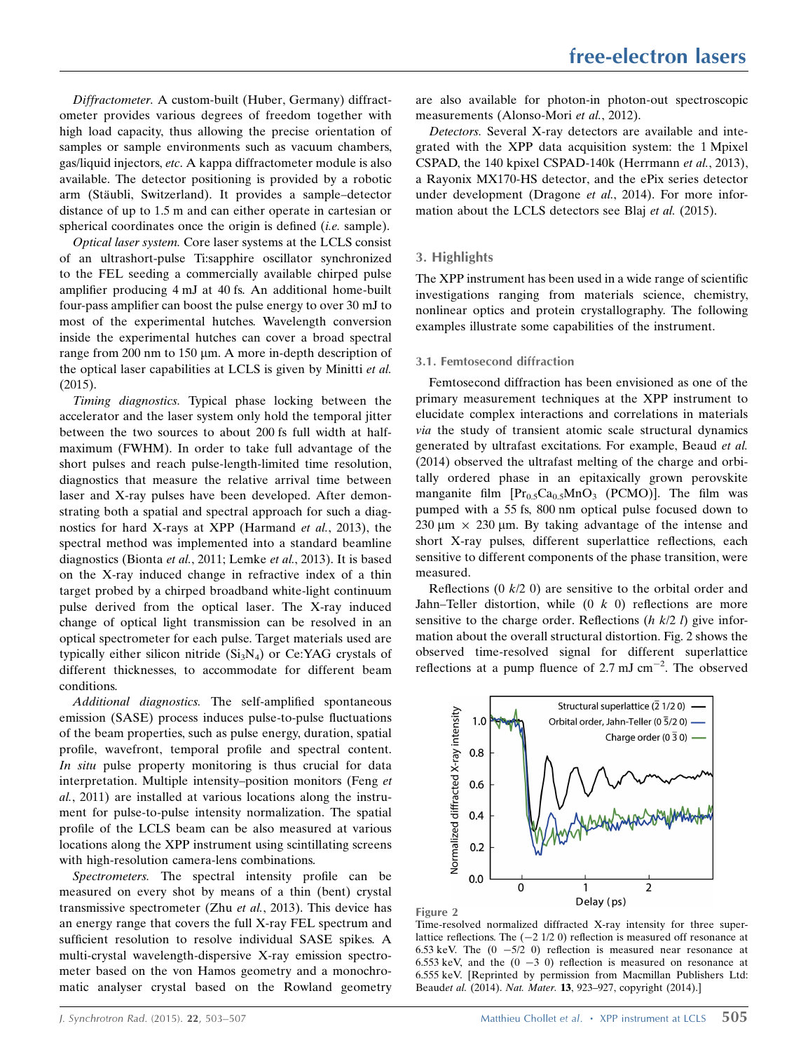*Diffractometer*. A custom-built (Huber, Germany) diffractometer provides various degrees of freedom together with high load capacity, thus allowing the precise orientation of samples or sample environments such as vacuum chambers, gas/liquid injectors, *etc*. A kappa diffractometer module is also available. The detector positioning is provided by a robotic arm (Stäubli, Switzerland). It provides a sample–detector distance of up to 1.5 m and can either operate in cartesian or spherical coordinates once the origin is defined (*i.e.* sample).

*Optical laser system*. Core laser systems at the LCLS consist of an ultrashort-pulse Ti:sapphire oscillator synchronized to the FEL seeding a commercially available chirped pulse amplifier producing 4 mJ at 40 fs. An additional home-built four-pass amplifier can boost the pulse energy to over 30 mJ to most of the experimental hutches. Wavelength conversion inside the experimental hutches can cover a broad spectral range from 200 nm to 150 µm. A more in-depth description of the optical laser capabilities at LCLS is given by Minitti *et al.* (2015).

*Timing diagnostics*. Typical phase locking between the accelerator and the laser system only hold the temporal jitter between the two sources to about 200 fs full width at half-maximum (FWHM). In order to take full advantage of the short pulses and reach pulse-length-limited time resolution, diagnostics that measure the relative arrival time between laser and X-ray pulses have been developed. After demonstrating both a spatial and spectral approach for such a diagnostics for hard X-rays at XPP (Harmand *et al.*, 2013), the spectral method was implemented into a standard beamline diagnostics (Bionta *et al.*, 2011; Lemke *et al.*, 2013). It is based on the X-ray induced change in refractive index of a thin target probed by a chirped broadband white-light continuum pulse derived from the optical laser. The X-ray induced change of optical light transmission can be resolved in an optical spectrometer for each pulse. Target materials used are typically either silicon nitride ($Si_3N_4$) or Ce:YAG crystals of different thicknesses, to accommodate for different beam conditions.

*Additional diagnostics*. The self-amplified spontaneous emission (SASE) process induces pulse-to-pulse fluctuations of the beam properties, such as pulse energy, duration, spatial profile, wavefront, temporal profile and spectral content. *In situ* pulse property monitoring is thus crucial for data interpretation. Multiple intensity–position monitors (Feng *et al.*, 2011) are installed at various locations along the instrument for pulse-to-pulse intensity normalization. The spatial profile of the LCLS beam can be also measured at various locations along the XPP instrument using scintillating screens with high-resolution camera-lens combinations.

*Spectrometers*. The spectral intensity profile can be measured on every shot by means of a thin (bent) crystal transmissive spectrometer (Zhu *et al.*, 2013). This device has an energy range that covers the full X-ray FEL spectrum and sufficient resolution to resolve individual SASE spikes. A multi-crystal wavelength-dispersive X-ray emission spectrometer based on the von Hamos geometry and a monochromatic analyser crystal based on the Rowland geometry are also available for photon-in photon-out spectroscopic measurements (Alonso-Mori *et al.*, 2012).

*Detectors*. Several X-ray detectors are available and integrated with the XPP data acquisition system: the 1 Mpixel CSPAD, the 140 kpixel CSPAD-140k (Herrmann *et al.*, 2013), a Rayonix MX170-HS detector, and the ePix series detector under development (Dragone *et al.*, 2014). For more information about the LCLS detectors see Blaj *et al.* (2015).

## 3. Highlights

The XPP instrument has been used in a wide range of scientific investigations ranging from materials science, chemistry, nonlinear optics and protein crystallography. The following examples illustrate some capabilities of the instrument.

### 3.1. Femtosecond diffraction

Femtosecond diffraction has been envisioned as one of the primary measurement techniques at the XPP instrument to elucidate complex interactions and correlations in materials *via* the study of transient atomic scale structural dynamics generated by ultrafast excitations. For example, Beaud *et al.* (2014) observed the ultrafast melting of the charge and orbitally ordered phase in an epitaxically grown perovskite manganite film [$Pr_{0.5}Ca_{0.5}MnO_3$ (PCMO)]. The film was pumped with a 55 fs, 800 nm optical pulse focused down to 230 µm × 230 µm. By taking advantage of the intense and short X-ray pulses, different superlattice reflections, each sensitive to different components of the phase transition, were measured.

Reflections ($0\ k/2\ 0$) are sensitive to the orbital order and Jahn–Teller distortion, while ($0\ k\ 0$) reflections are more sensitive to the charge order. Reflections ($h\ k/2\ l$) give information about the overall structural distortion. Fig. 2 shows the observed time-resolved signal for different superlattice reflections at a pump fluence of 2.7 mJ cm$^{-2}$. The observed

Figure 2
Time-resolved normalized diffracted X-ray intensity for three superlattice reflections. The ($-2\ 1/2\ 0$) reflection is measured off resonance at 6.53 keV. The ($0\ -5/2\ 0$) reflection is measured near resonance at 6.553 keV, and the ($0\ -3\ 0$) reflection is measured on resonance at 6.555 keV. [Reprinted by permission from Macmillan Publishers Ltd: Beaud*et al.* (2014). *Nat. Mater.* **13**, 923–927, copyright (2014).]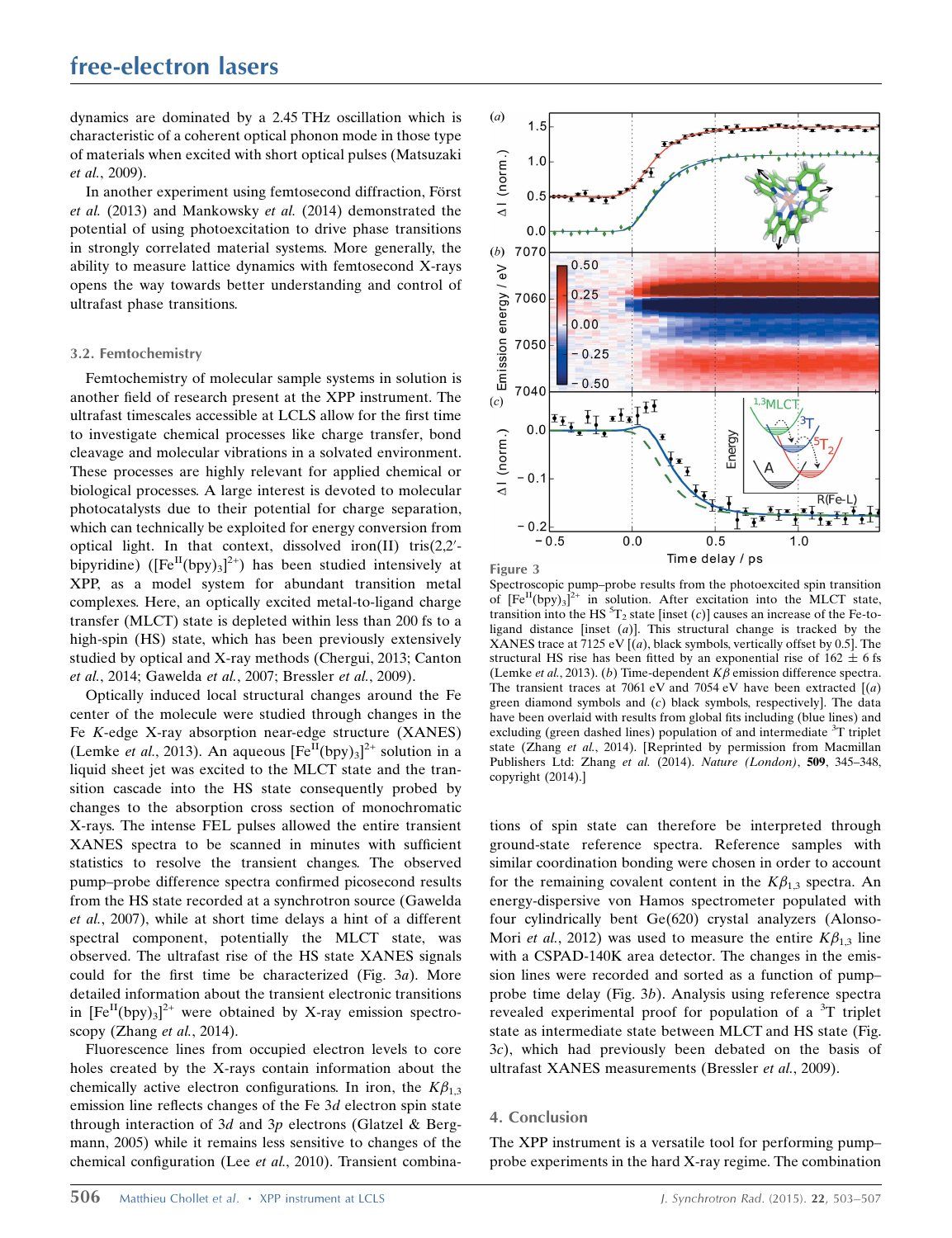dynamics are dominated by a 2.45 THz oscillation which is characteristic of a coherent optical phonon mode in those type of materials when excited with short optical pulses (Matsuzaki *et al.*, 2009).

In another experiment using femtosecond diffraction, Först *et al.* (2013) and Mankowsky *et al.* (2014) demonstrated the potential of using photoexcitation to drive phase transitions in strongly correlated material systems. More generally, the ability to measure lattice dynamics with femtosecond X-rays opens the way towards better understanding and control of ultrafast phase transitions.

### 3.2. Femtochemistry

Femtochemistry of molecular sample systems in solution is another field of research present at the XPP instrument. The ultrafast timescales accessible at LCLS allow for the first time to investigate chemical processes like charge transfer, bond cleavage and molecular vibrations in a solvated environment. These processes are highly relevant for applied chemical or biological processes. A large interest is devoted to molecular photocatalysts due to their potential for charge separation, which can technically be exploited for energy conversion from optical light. In that context, dissolved iron(II) tris(2,2′-bipyridine) ($[Fe^{II}(bpy)_3]^{2+}$) has been studied intensively at XPP, as a model system for abundant transition metal complexes. Here, an optically excited metal-to-ligand charge transfer (MLCT) state is depleted within less than 200 fs to a high-spin (HS) state, which has been previously extensively studied by optical and X-ray methods (Chergui, 2013; Canton *et al.*, 2014; Gawelda *et al.*, 2007; Bressler *et al.*, 2009).

Optically induced local structural changes around the Fe center of the molecule were studied through changes in the Fe *K*-edge X-ray absorption near-edge structure (XANES) (Lemke *et al.*, 2013). An aqueous $[Fe^{II}(bpy)_3]^{2+}$ solution in a liquid sheet jet was excited to the MLCT state and the transition cascade into the HS state consequently probed by changes to the absorption cross section of monochromatic X-rays. The intense FEL pulses allowed the entire transient XANES spectra to be scanned in minutes with sufficient statistics to resolve the transient changes. The observed pump–probe difference spectra confirmed picosecond results from the HS state recorded at a synchrotron source (Gawelda *et al.*, 2007), while at short time delays a hint of a different spectral component, potentially the MLCT state, was observed. The ultrafast rise of the HS state XANES signals could for the first time be characterized (Fig. 3*a*). More detailed information about the transient electronic transitions in $[Fe^{II}(bpy)_3]^{2+}$ were obtained by X-ray emission spectroscopy (Zhang *et al.*, 2014).

Fluorescence lines from occupied electron levels to core holes created by the X-rays contain information about the chemically active electron configurations. In iron, the $K\beta_{1,3}$ emission line reflects changes of the Fe 3*d* electron spin state through interaction of 3*d* and 3*p* electrons (Glatzel & Bergmann, 2005) while it remains less sensitive to changes of the chemical configuration (Lee *et al.*, 2010). Transient combinations of spin state can therefore be interpreted through ground-state reference spectra. Reference samples with similar coordination bonding were chosen in order to account for the remaining covalent content in the $K\beta_{1,3}$ spectra. An energy-dispersive von Hamos spectrometer populated with four cylindrically bent Ge(620) crystal analyzers (Alonso-Mori *et al.*, 2012) was used to measure the entire $K\beta_{1,3}$ line with a CSPAD-140K area detector. The changes in the emission lines were recorded and sorted as a function of pump–probe time delay (Fig. 3*b*). Analysis using reference spectra revealed experimental proof for population of a $^3T$ triplet state as intermediate state between MLCT and HS state (Fig. 3*c*), which had previously been debated on the basis of ultrafast XANES measurements (Bressler *et al.*, 2009).

**Figure 3**
Spectroscopic pump–probe results from the photoexcited spin transition of $[Fe^{II}(bpy)_3]^{2+}$ in solution. After excitation into the MLCT state, transition into the HS $^5T_2$ state [inset (*c*)] causes an increase of the Fe-to-ligand distance [inset (*a*)]. This structural change is tracked by the XANES trace at 7125 eV [(*a*), black symbols, vertically offset by 0.5]. The structural HS rise has been fitted by an exponential rise of 162 ± 6 fs (Lemke *et al.*, 2013). (*b*) Time-dependent $K\beta$ emission difference spectra. The transient traces at 7061 eV and 7054 eV have been extracted [(*a*) green diamond symbols and (*c*) black symbols, respectively]. The data have been overlaid with results from global fits including (blue lines) and excluding (green dashed lines) population of and intermediate $^3T$ triplet state (Zhang *et al.*, 2014). [Reprinted by permission from Macmillan Publishers Ltd: Zhang *et al.* (2014). *Nature (London)*, **509**, 345–348, copyright (2014).]

## 4. Conclusion

The XPP instrument is a versatile tool for performing pump–probe experiments in the hard X-ray regime. The combination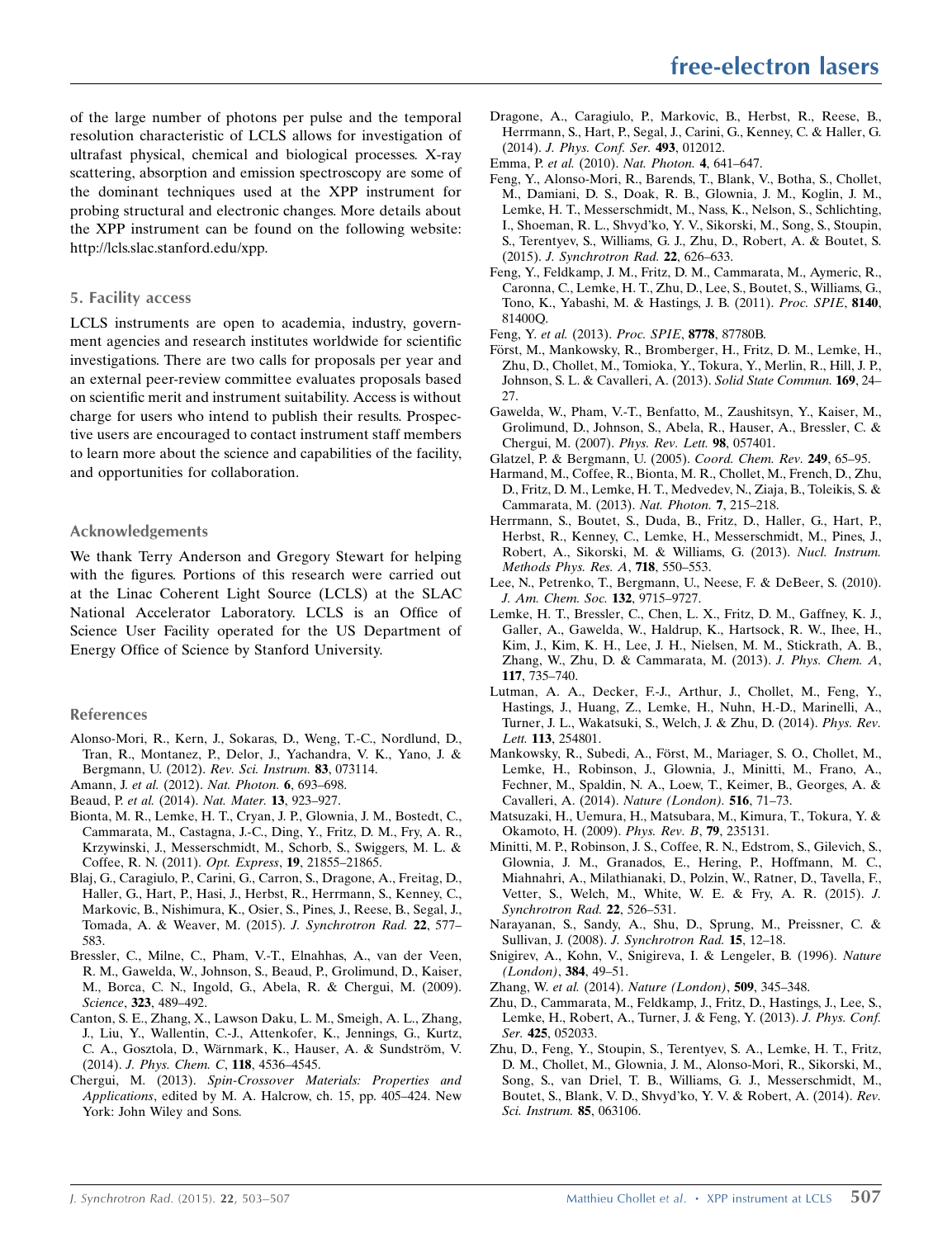of the large number of photons per pulse and the temporal resolution characteristic of LCLS allows for investigation of ultrafast physical, chemical and biological processes. X-ray scattering, absorption and emission spectroscopy are some of the dominant techniques used at the XPP instrument for probing structural and electronic changes. More details about the XPP instrument can be found on the following website: http://lcls.slac.stanford.edu/xpp.

## 5. Facility access

LCLS instruments are open to academia, industry, government agencies and research institutes worldwide for scientific investigations. There are two calls for proposals per year and an external peer-review committee evaluates proposals based on scientific merit and instrument suitability. Access is without charge for users who intend to publish their results. Prospective users are encouraged to contact instrument staff members to learn more about the science and capabilities of the facility, and opportunities for collaboration.

## Acknowledgements

We thank Terry Anderson and Gregory Stewart for helping with the figures. Portions of this research were carried out at the Linac Coherent Light Source (LCLS) at the SLAC National Accelerator Laboratory. LCLS is an Office of Science User Facility operated for the US Department of Energy Office of Science by Stanford University.

## References

Alonso-Mori, R., Kern, J., Sokaras, D., Weng, T.-C., Nordlund, D., Tran, R., Montanez, P., Delor, J., Yachandra, V. K., Yano, J. & Bergmann, U. (2012). *Rev. Sci. Instrum.* **83**, 073114.

Amann, J. *et al.* (2012). *Nat. Photon.* **6**, 693–698.

Beaud, P. *et al.* (2014). *Nat. Mater.* **13**, 923–927.

Bionta, M. R., Lemke, H. T., Cryan, J. P., Glownia, J. M., Bostedt, C., Cammarata, M., Castagna, J.-C., Ding, Y., Fritz, D. M., Fry, A. R., Krzywinski, J., Messerschmidt, M., Schorb, S., Swiggers, M. L. & Coffee, R. N. (2011). *Opt. Express*, **19**, 21855–21865.

Blaj, G., Caragiulo, P., Carini, G., Carron, S., Dragone, A., Freitag, D., Haller, G., Hart, P., Hasi, J., Herbst, R., Herrmann, S., Kenney, C., Markovic, B., Nishimura, K., Osier, S., Pines, J., Reese, B., Segal, J., Tomada, A. & Weaver, M. (2015). *J. Synchrotron Rad.* **22**, 577–583.

Bressler, C., Milne, C., Pham, V.-T., Elnahhas, A., van der Veen, R. M., Gawelda, W., Johnson, S., Beaud, P., Grolimund, D., Kaiser, M., Borca, C. N., Ingold, G., Abela, R. & Chergui, M. (2009). *Science*, **323**, 489–492.

Canton, S. E., Zhang, X., Lawson Daku, L. M., Smeigh, A. L., Zhang, J., Liu, Y., Wallentin, C.-J., Attenkofer, K., Jennings, G., Kurtz, C. A., Gosztola, D., Wärnmark, K., Hauser, A. & Sundström, V. (2014). *J. Phys. Chem. C*, **118**, 4536–4545.

Chergui, M. (2013). *Spin-Crossover Materials: Properties and Applications*, edited by M. A. Halcrow, ch. 15, pp. 405–424. New York: John Wiley and Sons.

Dragone, A., Caragiulo, P., Markovic, B., Herbst, R., Reese, B., Herrmann, S., Hart, P., Segal, J., Carini, G., Kenney, C. & Haller, G. (2014). *J. Phys. Conf. Ser.* **493**, 012012.

Emma, P. *et al.* (2010). *Nat. Photon.* **4**, 641–647.

Feng, Y., Alonso-Mori, R., Barends, T., Blank, V., Botha, S., Chollet, M., Damiani, D. S., Doak, R. B., Glownia, J. M., Koglin, J. M., Lemke, H. T., Messerschmidt, M., Nass, K., Nelson, S., Schlichting, I., Shoeman, R. L., Shvyd'ko, Y. V., Sikorski, M., Song, S., Stoupin, S., Terentyev, S., Williams, G. J., Zhu, D., Robert, A. & Boutet, S. (2015). *J. Synchrotron Rad.* **22**, 626–633.

Feng, Y., Feldkamp, J. M., Fritz, D. M., Cammarata, M., Aymeric, R., Caronna, C., Lemke, H. T., Zhu, D., Lee, S., Boutet, S., Williams, G., Tono, K., Yabashi, M. & Hastings, J. B. (2011). *Proc. SPIE*, **8140**, 81400Q.

Feng, Y. *et al.* (2013). *Proc. SPIE*, **8778**, 87780B.

Först, M., Mankowsky, R., Bromberger, H., Fritz, D. M., Lemke, H., Zhu, D., Chollet, M., Tomioka, Y., Tokura, Y., Merlin, R., Hill, J. P., Johnson, S. L. & Cavalleri, A. (2013). *Solid State Commun.* **169**, 24–27.

Gawelda, W., Pham, V.-T., Benfatto, M., Zaushitsyn, Y., Kaiser, M., Grolimund, D., Johnson, S., Abela, R., Hauser, A., Bressler, C. & Chergui, M. (2007). *Phys. Rev. Lett.* **98**, 057401.

Glatzel, P. & Bergmann, U. (2005). *Coord. Chem. Rev.* **249**, 65–95.

Harmand, M., Coffee, R., Bionta, M. R., Chollet, M., French, D., Zhu, D., Fritz, D. M., Lemke, H. T., Medvedev, N., Ziaja, B., Toleikis, S. & Cammarata, M. (2013). *Nat. Photon.* **7**, 215–218.

Herrmann, S., Boutet, S., Duda, B., Fritz, D., Haller, G., Hart, P., Herbst, R., Kenney, C., Lemke, H., Messerschmidt, M., Pines, J., Robert, A., Sikorski, M. & Williams, G. (2013). *Nucl. Instrum. Methods Phys. Res. A*, **718**, 550–553.

Lee, N., Petrenko, T., Bergmann, U., Neese, F. & DeBeer, S. (2010). *J. Am. Chem. Soc.* **132**, 9715–9727.

Lemke, H. T., Bressler, C., Chen, L. X., Fritz, D. M., Gaffney, K. J., Galler, A., Gawelda, W., Haldrup, K., Hartsock, R. W., Ihee, H., Kim, J., Kim, K. H., Lee, J. H., Nielsen, M. M., Stickrath, A. B., Zhang, W., Zhu, D. & Cammarata, M. (2013). *J. Phys. Chem. A*, **117**, 735–740.

Lutman, A. A., Decker, F.-J., Arthur, J., Chollet, M., Feng, Y., Hastings, J., Huang, Z., Lemke, H., Nuhn, H.-D., Marinelli, A., Turner, J. L., Wakatsuki, S., Welch, J. & Zhu, D. (2014). *Phys. Rev. Lett.* **113**, 254801.

Mankowsky, R., Subedi, A., Först, M., Mariager, S. O., Chollet, M., Lemke, H., Robinson, J., Glownia, J., Minitti, M., Frano, A., Fechner, M., Spaldin, N. A., Loew, T., Keimer, B., Georges, A. & Cavalleri, A. (2014). *Nature (London)*. **516**, 71–73.

Matsuzaki, H., Uemura, H., Matsubara, M., Kimura, T., Tokura, Y. & Okamoto, H. (2009). *Phys. Rev. B*, **79**, 235131.

Minitti, M. P., Robinson, J. S., Coffee, R. N., Edstrom, S., Gilevich, S., Glownia, J. M., Granados, E., Hering, P., Hoffmann, M. C., Miahnahri, A., Milathianaki, D., Polzin, W., Ratner, D., Tavella, F., Vetter, S., Welch, M., White, W. E. & Fry, A. R. (2015). *J. Synchrotron Rad.* **22**, 526–531.

Narayanan, S., Sandy, A., Shu, D., Sprung, M., Preissner, C. & Sullivan, J. (2008). *J. Synchrotron Rad.* **15**, 12–18.

Snigirev, A., Kohn, V., Snigireva, I. & Lengeler, B. (1996). *Nature (London)*, **384**, 49–51.

Zhang, W. *et al.* (2014). *Nature (London)*, **509**, 345–348.

Zhu, D., Cammarata, M., Feldkamp, J., Fritz, D., Hastings, J., Lee, S., Lemke, H., Robert, A., Turner, J. & Feng, Y. (2013). *J. Phys. Conf. Ser.* **425**, 052033.

Zhu, D., Feng, Y., Stoupin, S., Terentyev, S. A., Lemke, H. T., Fritz, D. M., Chollet, M., Glownia, J. M., Alonso-Mori, R., Sikorski, M., Song, S., van Driel, T. B., Williams, G. J., Messerschmidt, M., Boutet, S., Blank, V. D., Shvyd'ko, Y. V. & Robert, A. (2014). *Rev. Sci. Instrum.* **85**, 063106.